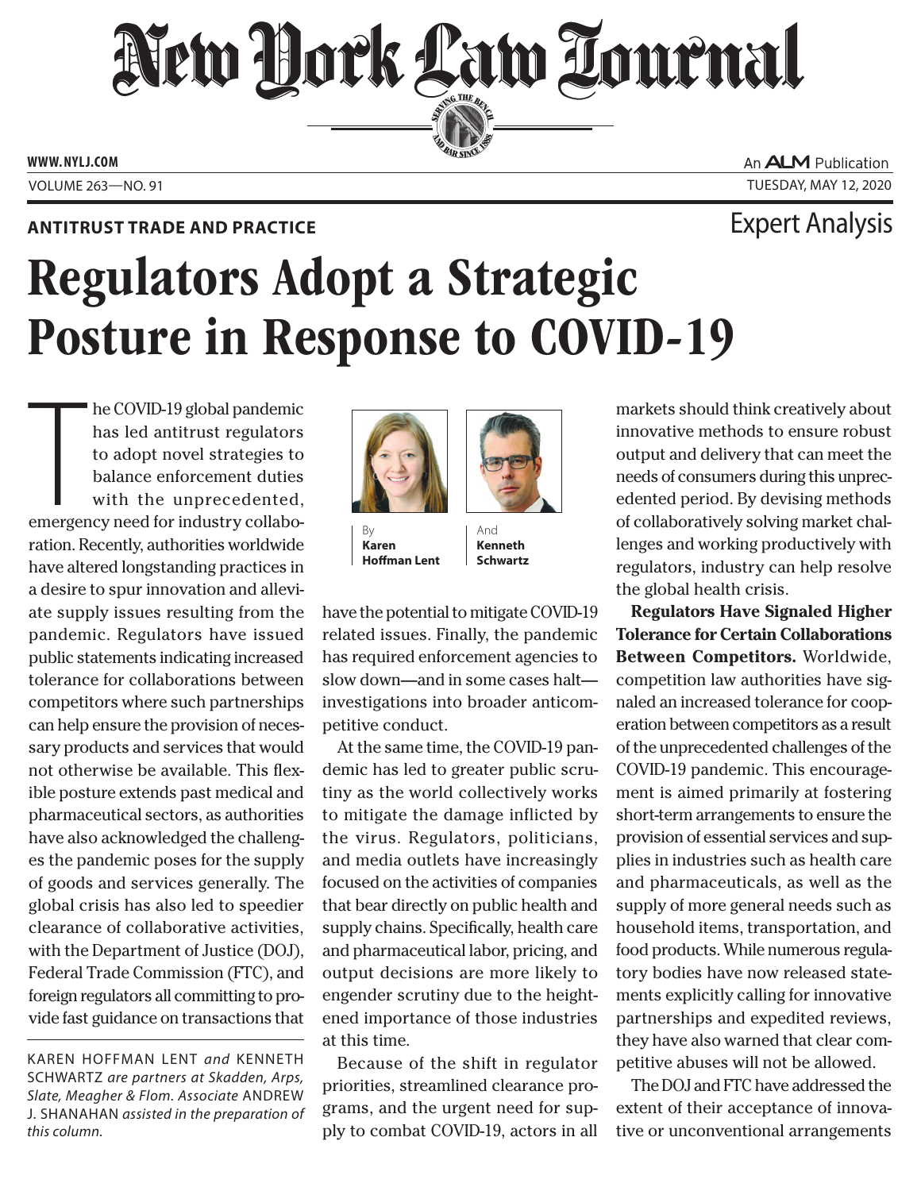**ANTITRUST TRADE AND PRACTICE**

Expert Analysis

# Regulators Adopt a Strategic Posture in Response to COVID-19

By **Karen Hoffman Lent** And **Kenneth Schwartz**

The COVID-19 global pandemic has led antitrust regulators to adopt novel strategies to balance enforcement duties with the unprecedented, emergency need for industry collaboration. Recently, authorities worldwide have altered longstanding practices in a desire to spur innovation and alleviate supply issues resulting from the pandemic. Regulators have issued public statements indicating increased tolerance for collaborations between competitors where such partnerships can help ensure the provision of necessary products and services that would not otherwise be available. This flexible posture extends past medical and pharmaceutical sectors, as authorities have also acknowledged the challenges the pandemic poses for the supply of goods and services generally. The global crisis has also led to speedier clearance of collaborative activities, with the Department of Justice (DOJ), Federal Trade Commission (FTC), and foreign regulators all committing to provide fast guidance on transactions that have the potential to mitigate COVID-19 related issues. Finally, the pandemic has required enforcement agencies to slow down—and in some cases halt—investigations into broader anticompetitive conduct.

At the same time, the COVID-19 pandemic has led to greater public scrutiny as the world collectively works to mitigate the damage inflicted by the virus. Regulators, politicians, and media outlets have increasingly focused on the activities of companies that bear directly on public health and supply chains. Specifically, health care and pharmaceutical labor, pricing, and output decisions are more likely to engender scrutiny due to the heightened importance of those industries at this time.

Because of the shift in regulator priorities, streamlined clearance programs, and the urgent need for supply to combat COVID-19, actors in all markets should think creatively about innovative methods to ensure robust output and delivery that can meet the needs of consumers during this unprecedented period. By devising methods of collaboratively solving market challenges and working productively with regulators, industry can help resolve the global health crisis.

**Regulators Have Signaled Higher Tolerance for Certain Collaborations Between Competitors.** Worldwide, competition law authorities have signaled an increased tolerance for cooperation between competitors as a result of the unprecedented challenges of the COVID-19 pandemic. This encouragement is aimed primarily at fostering short-term arrangements to ensure the provision of essential services and supplies in industries such as health care and pharmaceuticals, as well as the supply of more general needs such as household items, transportation, and food products. While numerous regulatory bodies have now released statements explicitly calling for innovative partnerships and expedited reviews, they have also warned that clear competitive abuses will not be allowed.

The DOJ and FTC have addressed the extent of their acceptance of innovative or unconventional arrangements

---

KAREN HOFFMAN LENT *and* KENNETH SCHWARTZ *are partners at Skadden, Arps, Slate, Meagher & Flom. Associate* ANDREW J. SHANAHAN *assisted in the preparation of this column.*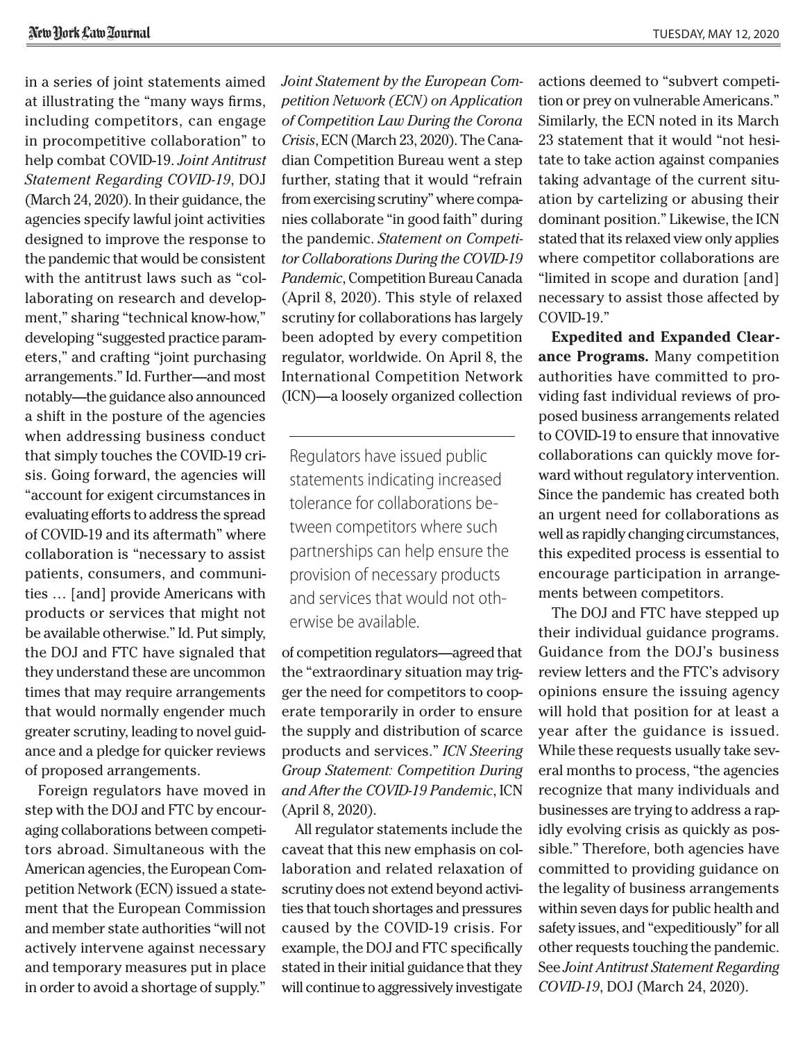in a series of joint statements aimed at illustrating the "many ways firms, including competitors, can engage in procompetitive collaboration" to help combat COVID-19. *Joint Antitrust Statement Regarding COVID-19*, DOJ (March 24, 2020). In their guidance, the agencies specify lawful joint activities designed to improve the response to the pandemic that would be consistent with the antitrust laws such as "collaborating on research and development," sharing "technical know-how," developing "suggested practice parameters," and crafting "joint purchasing arrangements." Id. Further—and most notably—the guidance also announced a shift in the posture of the agencies when addressing business conduct that simply touches the COVID-19 crisis. Going forward, the agencies will "account for exigent circumstances in evaluating efforts to address the spread of COVID-19 and its aftermath" where collaboration is "necessary to assist patients, consumers, and communities … [and] provide Americans with products or services that might not be available otherwise." Id. Put simply, the DOJ and FTC have signaled that they understand these are uncommon times that may require arrangements that would normally engender much greater scrutiny, leading to novel guidance and a pledge for quicker reviews of proposed arrangements.

Foreign regulators have moved in step with the DOJ and FTC by encouraging collaborations between competitors abroad. Simultaneous with the American agencies, the European Competition Network (ECN) issued a statement that the European Commission and member state authorities "will not actively intervene against necessary and temporary measures put in place in order to avoid a shortage of supply." *Joint Statement by the European Competition Network (ECN) on Application of Competition Law During the Corona Crisis*, ECN (March 23, 2020). The Canadian Competition Bureau went a step further, stating that it would "refrain from exercising scrutiny" where companies collaborate "in good faith" during the pandemic. *Statement on Competitor Collaborations During the COVID-19 Pandemic*, Competition Bureau Canada (April 8, 2020). This style of relaxed scrutiny for collaborations has largely been adopted by every competition regulator, worldwide. On April 8, the International Competition Network (ICN)—a loosely organized collection of competition regulators—agreed that the "extraordinary situation may trigger the need for competitors to cooperate temporarily in order to ensure the supply and distribution of scarce products and services." *ICN Steering Group Statement: Competition During and After the COVID-19 Pandemic*, ICN (April 8, 2020).

> Regulators have issued public statements indicating increased tolerance for collaborations between competitors where such partnerships can help ensure the provision of necessary products and services that would not otherwise be available.

All regulator statements include the caveat that this new emphasis on collaboration and related relaxation of scrutiny does not extend beyond activities that touch shortages and pressures caused by the COVID-19 crisis. For example, the DOJ and FTC specifically stated in their initial guidance that they will continue to aggressively investigate actions deemed to "subvert competition or prey on vulnerable Americans." Similarly, the ECN noted in its March 23 statement that it would "not hesitate to take action against companies taking advantage of the current situation by cartelizing or abusing their dominant position." Likewise, the ICN stated that its relaxed view only applies where competitor collaborations are "limited in scope and duration [and] necessary to assist those affected by COVID-19."

**Expedited and Expanded Clearance Programs.** Many competition authorities have committed to providing fast individual reviews of proposed business arrangements related to COVID-19 to ensure that innovative collaborations can quickly move forward without regulatory intervention. Since the pandemic has created both an urgent need for collaborations as well as rapidly changing circumstances, this expedited process is essential to encourage participation in arrangements between competitors.

The DOJ and FTC have stepped up their individual guidance programs. Guidance from the DOJ's business review letters and the FTC's advisory opinions ensure the issuing agency will hold that position for at least a year after the guidance is issued. While these requests usually take several months to process, "the agencies recognize that many individuals and businesses are trying to address a rapidly evolving crisis as quickly as possible." Therefore, both agencies have committed to providing guidance on the legality of business arrangements within seven days for public health and safety issues, and "expeditiously" for all other requests touching the pandemic. See *Joint Antitrust Statement Regarding COVID-19*, DOJ (March 24, 2020).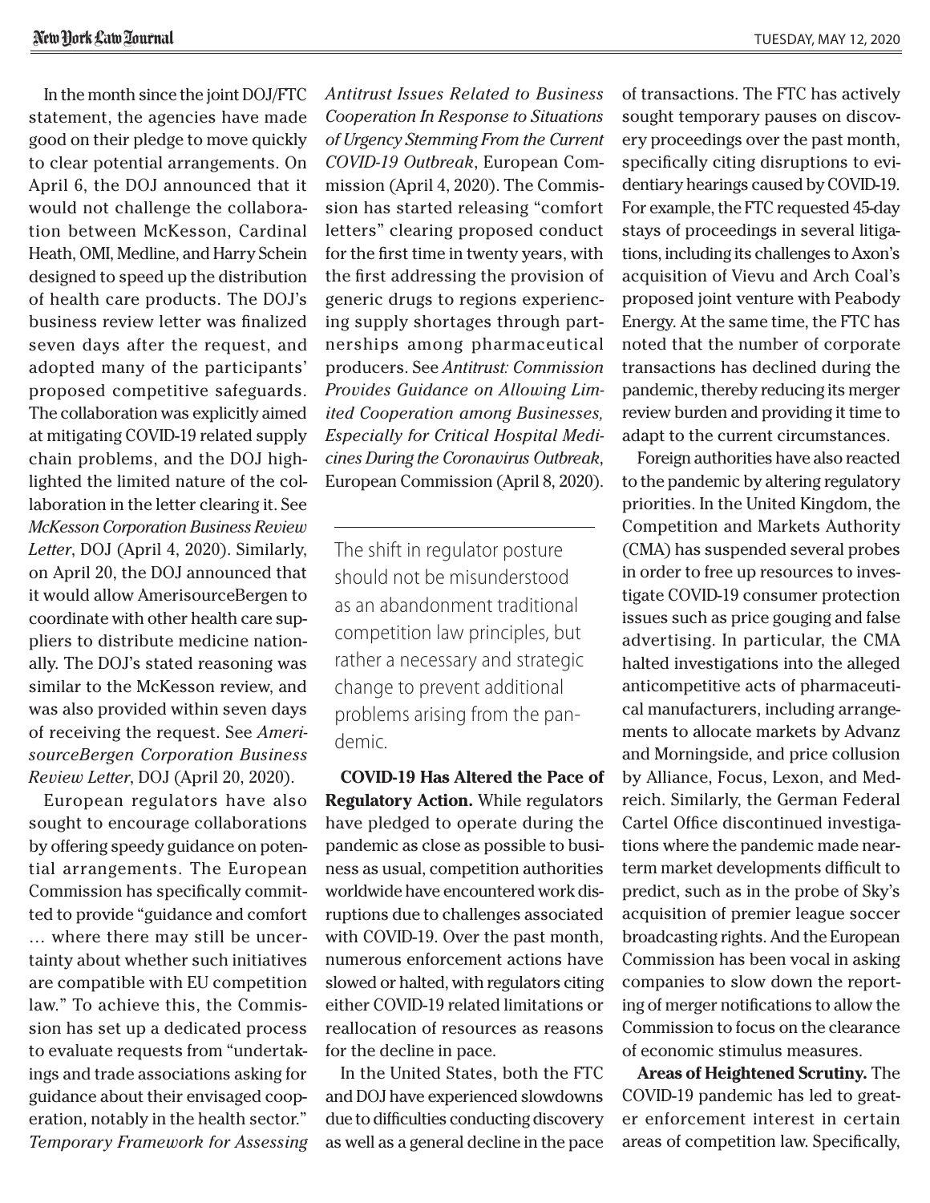In the month since the joint DOJ/FTC statement, the agencies have made good on their pledge to move quickly to clear potential arrangements. On April 6, the DOJ announced that it would not challenge the collaboration between McKesson, Cardinal Heath, OMI, Medline, and Harry Schein designed to speed up the distribution of health care products. The DOJ's business review letter was finalized seven days after the request, and adopted many of the participants' proposed competitive safeguards. The collaboration was explicitly aimed at mitigating COVID-19 related supply chain problems, and the DOJ highlighted the limited nature of the collaboration in the letter clearing it. See *McKesson Corporation Business Review Letter*, DOJ (April 4, 2020). Similarly, on April 20, the DOJ announced that it would allow AmerisourceBergen to coordinate with other health care suppliers to distribute medicine nationally. The DOJ's stated reasoning was similar to the McKesson review, and was also provided within seven days of receiving the request. See *AmerisourceBergen Corporation Business Review Letter*, DOJ (April 20, 2020).

European regulators have also sought to encourage collaborations by offering speedy guidance on potential arrangements. The European Commission has specifically committed to provide "guidance and comfort … where there may still be uncertainty about whether such initiatives are compatible with EU competition law." To achieve this, the Commission has set up a dedicated process to evaluate requests from "undertakings and trade associations asking for guidance about their envisaged cooperation, notably in the health sector." *Temporary Framework for Assessing Antitrust Issues Related to Business Cooperation In Response to Situations of Urgency Stemming From the Current COVID-19 Outbreak*, European Commission (April 4, 2020). The Commission has started releasing "comfort letters" clearing proposed conduct for the first time in twenty years, with the first addressing the provision of generic drugs to regions experiencing supply shortages through partnerships among pharmaceutical producers. See *Antitrust: Commission Provides Guidance on Allowing Limited Cooperation among Businesses, Especially for Critical Hospital Medicines During the Coronavirus Outbreak*, European Commission (April 8, 2020).

> The shift in regulator posture should not be misunderstood as an abandonment traditional competition law principles, but rather a necessary and strategic change to prevent additional problems arising from the pandemic.

**COVID-19 Has Altered the Pace of Regulatory Action.** While regulators have pledged to operate during the pandemic as close as possible to business as usual, competition authorities worldwide have encountered work disruptions due to challenges associated with COVID-19. Over the past month, numerous enforcement actions have slowed or halted, with regulators citing either COVID-19 related limitations or reallocation of resources as reasons for the decline in pace.

In the United States, both the FTC and DOJ have experienced slowdowns due to difficulties conducting discovery as well as a general decline in the pace of transactions. The FTC has actively sought temporary pauses on discovery proceedings over the past month, specifically citing disruptions to evidentiary hearings caused by COVID-19. For example, the FTC requested 45-day stays of proceedings in several litigations, including its challenges to Axon's acquisition of Vievu and Arch Coal's proposed joint venture with Peabody Energy. At the same time, the FTC has noted that the number of corporate transactions has declined during the pandemic, thereby reducing its merger review burden and providing it time to adapt to the current circumstances.

Foreign authorities have also reacted to the pandemic by altering regulatory priorities. In the United Kingdom, the Competition and Markets Authority (CMA) has suspended several probes in order to free up resources to investigate COVID-19 consumer protection issues such as price gouging and false advertising. In particular, the CMA halted investigations into the alleged anticompetitive acts of pharmaceutical manufacturers, including arrangements to allocate markets by Advanz and Morningside, and price collusion by Alliance, Focus, Lexon, and Medreich. Similarly, the German Federal Cartel Office discontinued investigations where the pandemic made near-term market developments difficult to predict, such as in the probe of Sky's acquisition of premier league soccer broadcasting rights. And the European Commission has been vocal in asking companies to slow down the reporting of merger notifications to allow the Commission to focus on the clearance of economic stimulus measures.

**Areas of Heightened Scrutiny.** The COVID-19 pandemic has led to greater enforcement interest in certain areas of competition law. Specifically,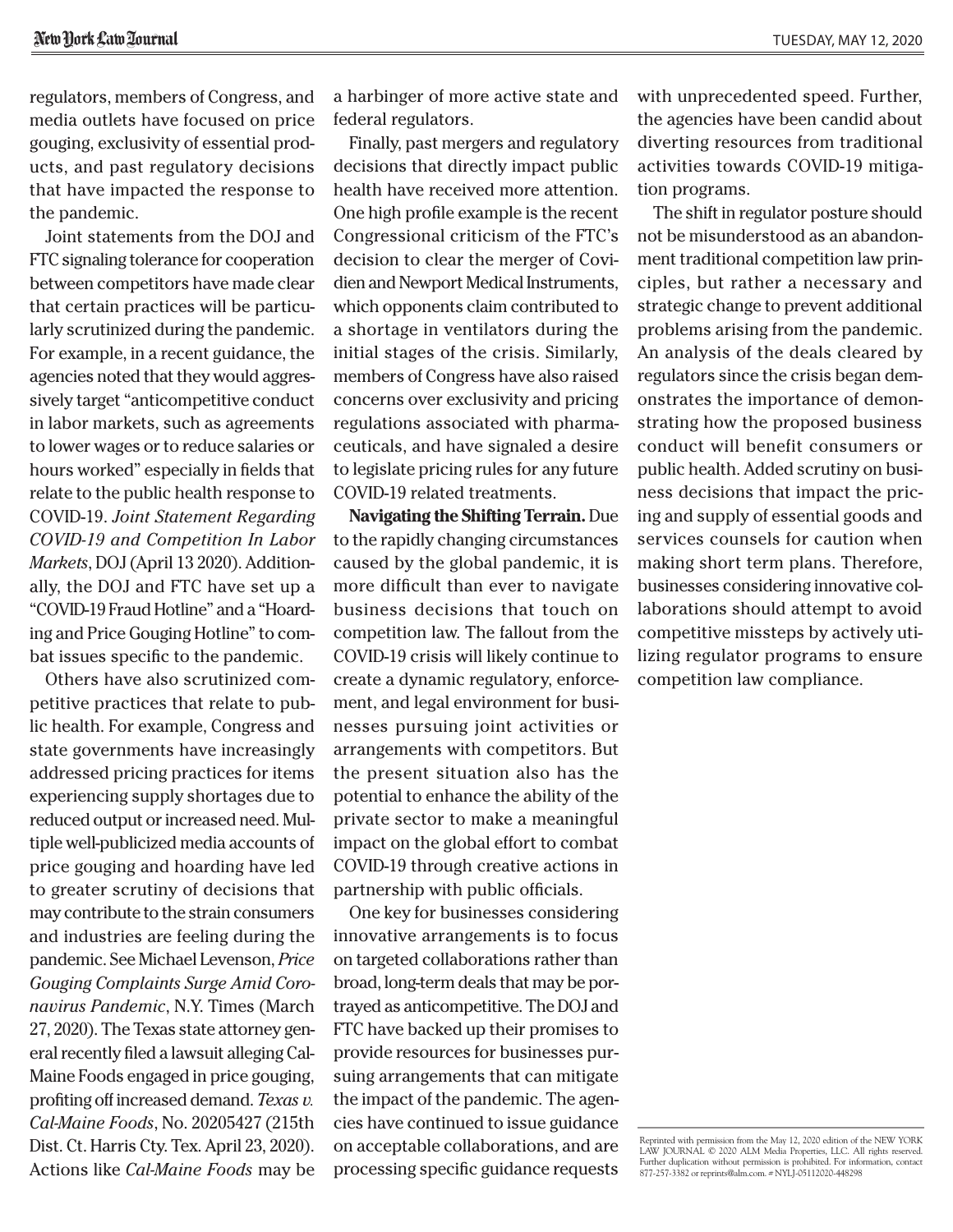regulators, members of Congress, and media outlets have focused on price gouging, exclusivity of essential products, and past regulatory decisions that have impacted the response to the pandemic.

Joint statements from the DOJ and FTC signaling tolerance for cooperation between competitors have made clear that certain practices will be particularly scrutinized during the pandemic. For example, in a recent guidance, the agencies noted that they would aggressively target "anticompetitive conduct in labor markets, such as agreements to lower wages or to reduce salaries or hours worked" especially in fields that relate to the public health response to COVID-19. *Joint Statement Regarding COVID-19 and Competition In Labor Markets*, DOJ (April 13 2020). Additionally, the DOJ and FTC have set up a "COVID-19 Fraud Hotline" and a "Hoarding and Price Gouging Hotline" to combat issues specific to the pandemic.

Others have also scrutinized competitive practices that relate to public health. For example, Congress and state governments have increasingly addressed pricing practices for items experiencing supply shortages due to reduced output or increased need. Multiple well-publicized media accounts of price gouging and hoarding have led to greater scrutiny of decisions that may contribute to the strain consumers and industries are feeling during the pandemic. See Michael Levenson, *Price Gouging Complaints Surge Amid Coronavirus Pandemic*, N.Y. Times (March 27, 2020). The Texas state attorney general recently filed a lawsuit alleging Cal-Maine Foods engaged in price gouging, profiting off increased demand. *Texas v. Cal-Maine Foods*, No. 20205427 (215th Dist. Ct. Harris Cty. Tex. April 23, 2020). Actions like *Cal-Maine Foods* may be a harbinger of more active state and federal regulators.

Finally, past mergers and regulatory decisions that directly impact public health have received more attention. One high profile example is the recent Congressional criticism of the FTC's decision to clear the merger of Covidien and Newport Medical Instruments, which opponents claim contributed to a shortage in ventilators during the initial stages of the crisis. Similarly, members of Congress have also raised concerns over exclusivity and pricing regulations associated with pharmaceuticals, and have signaled a desire to legislate pricing rules for any future COVID-19 related treatments.

**Navigating the Shifting Terrain.** Due to the rapidly changing circumstances caused by the global pandemic, it is more difficult than ever to navigate business decisions that touch on competition law. The fallout from the COVID-19 crisis will likely continue to create a dynamic regulatory, enforcement, and legal environment for businesses pursuing joint activities or arrangements with competitors. But the present situation also has the potential to enhance the ability of the private sector to make a meaningful impact on the global effort to combat COVID-19 through creative actions in partnership with public officials.

One key for businesses considering innovative arrangements is to focus on targeted collaborations rather than broad, long-term deals that may be portrayed as anticompetitive. The DOJ and FTC have backed up their promises to provide resources for businesses pursuing arrangements that can mitigate the impact of the pandemic. The agencies have continued to issue guidance on acceptable collaborations, and are processing specific guidance requests with unprecedented speed. Further, the agencies have been candid about diverting resources from traditional activities towards COVID-19 mitigation programs.

The shift in regulator posture should not be misunderstood as an abandonment traditional competition law principles, but rather a necessary and strategic change to prevent additional problems arising from the pandemic. An analysis of the deals cleared by regulators since the crisis began demonstrates the importance of demonstrating how the proposed business conduct will benefit consumers or public health. Added scrutiny on business decisions that impact the pricing and supply of essential goods and services counsels for caution when making short term plans. Therefore, businesses considering innovative collaborations should attempt to avoid competitive missteps by actively utilizing regulator programs to ensure competition law compliance.

Reprinted with permission from the May 12, 2020 edition of the NEW YORK LAW JOURNAL © 2020 ALM Media Properties, LLC. All rights reserved. Further duplication without permission is prohibited. For information, contact 877-257-3382 or reprints@alm.com. # NYLJ-05112020-448298